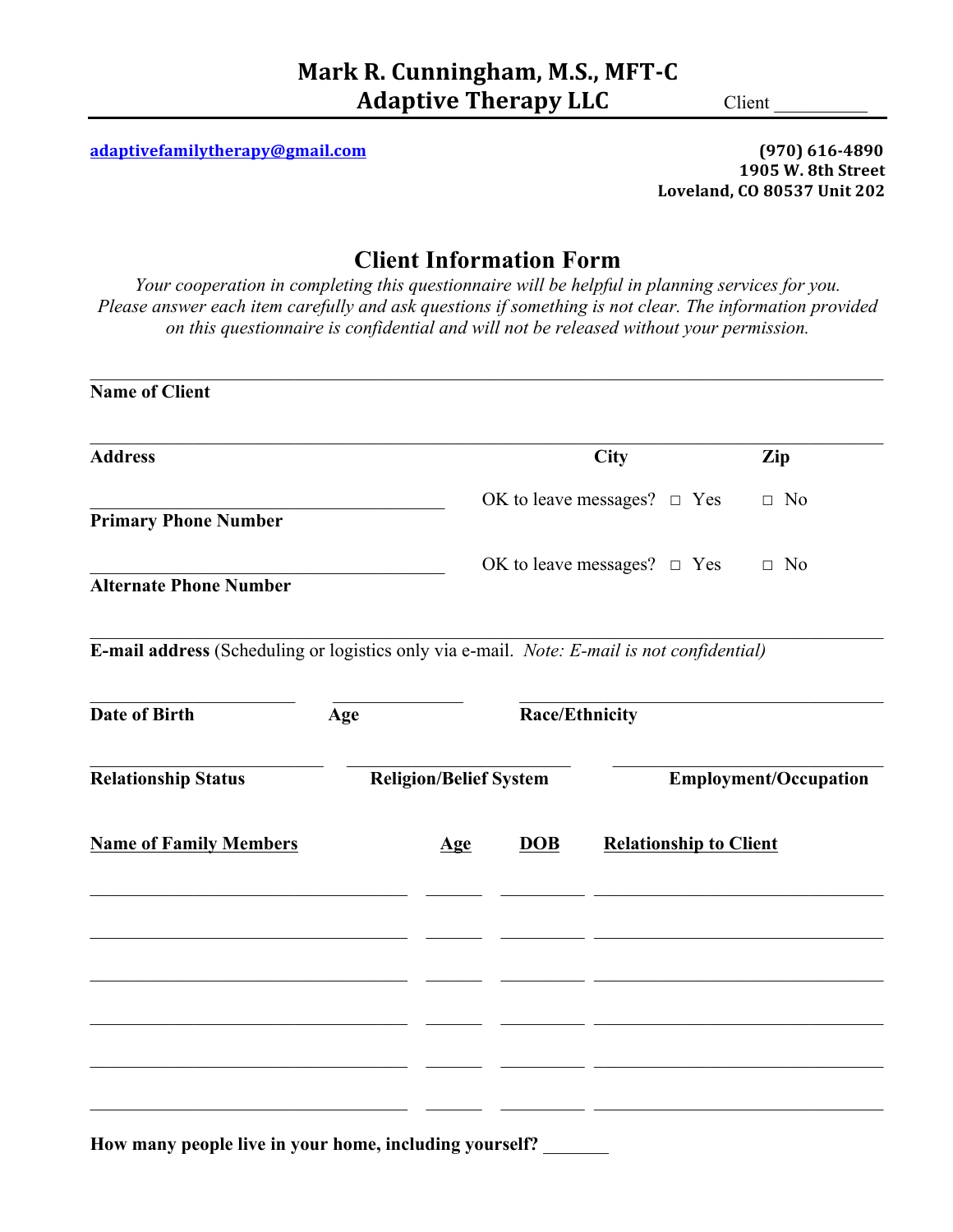# Mark R. Cunningham, M.S., MFT-C
# Adaptive Therapy LLC

Client __________

adaptivefamilytherapy@gmail.com

**(970) 616-4890**
**1905 W. 8th Street**
**Loveland, CO 80537 Unit 202**

## Client Information Form

*Your cooperation in completing this questionnaire will be helpful in planning services for you. Please answer each item carefully and ask questions if something is not clear. The information provided on this questionnaire is confidential and will not be released without your permission.*

______________________________________________________________________
**Name of Client**

______________________________________________________________________
**Address** **City** **Zip**

________________________________ OK to leave messages? □ Yes □ No
**Primary Phone Number**

________________________________ OK to leave messages? □ Yes □ No
**Alternate Phone Number**

______________________________________________________________________
**E-mail address** (Scheduling or logistics only via e-mail. *Note: E-mail is not confidential)*

__________________ __________ ______________________________
**Date of Birth** **Age** **Race/Ethnicity**

__________________ ____________________ ______________________________
**Relationship Status** **Religion/Belief System** **Employment/Occupation**

| Name of Family Members | Age | DOB | Relationship to Client |
|---|---|---|---|
| | | | |
| | | | |
| | | | |
| | | | |
| | | | |
| | | | |

**How many people live in your home, including yourself?** _______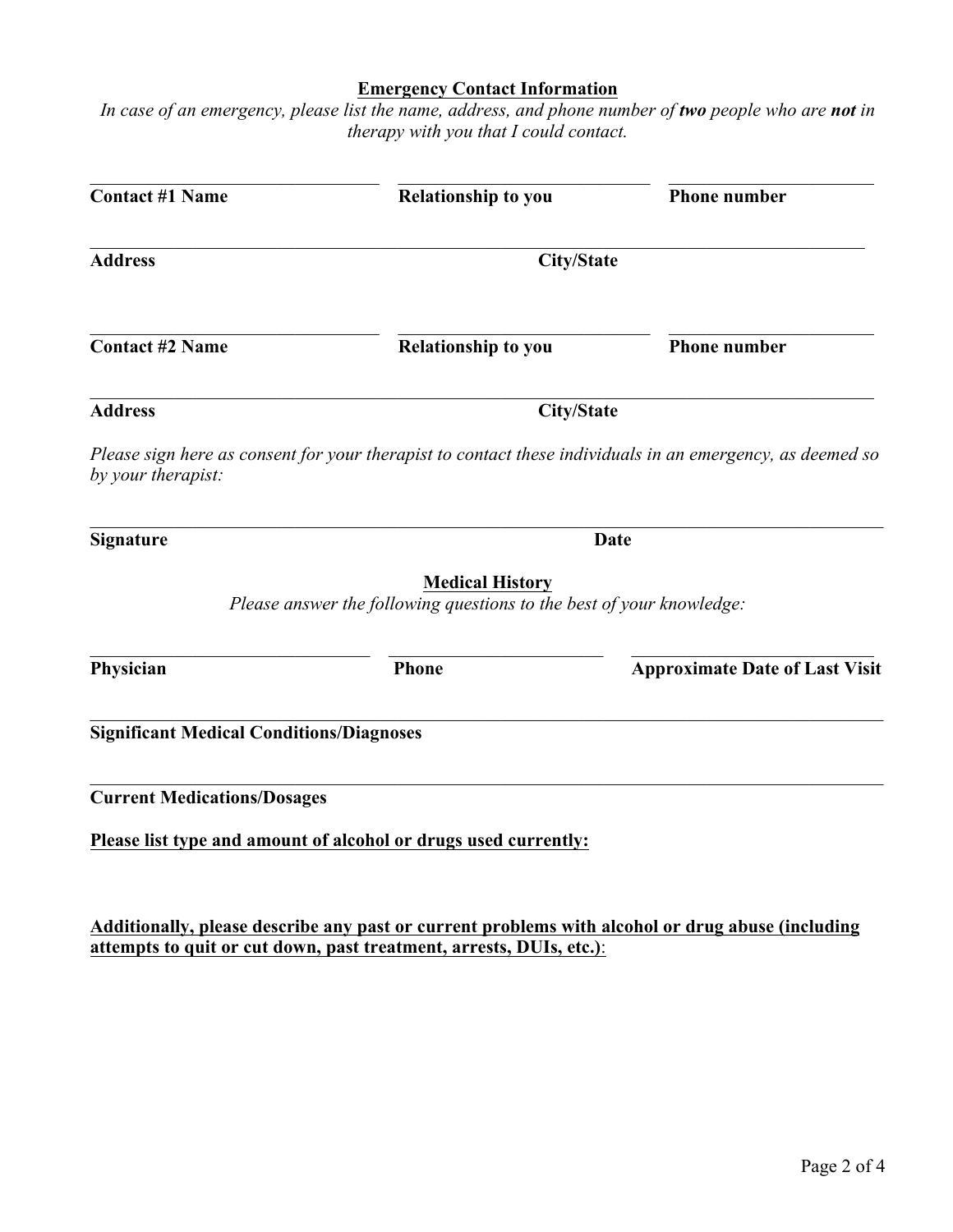## Emergency Contact Information

*In case of an emergency, please list the name, address, and phone number of **two** people who are **not** in therapy with you that I could contact.*

________________________________ ____________________________ ______________________

**Contact #1 Name** **Relationship to you** **Phone number**

______________________________________________________________________________________

**Address** **City/State**

________________________________ ____________________________ ______________________

**Contact #2 Name** **Relationship to you** **Phone number**

______________________________________________________________________________________

**Address** **City/State**

*Please sign here as consent for your therapist to contact these individuals in an emergency, as deemed so by your therapist:*

______________________________________________________________________________________

**Signature** **Date**

## Medical History

*Please answer the following questions to the best of your knowledge:*

______________________________ ________________________ ___________________________

**Physician** **Phone** **Approximate Date of Last Visit**

______________________________________________________________________________________

**Significant Medical Conditions/Diagnoses**

______________________________________________________________________________________

**Current Medications/Dosages**

**<u>Please list type and amount of alcohol or drugs used currently:</u>**

**<u>Additionally, please describe any past or current problems with alcohol or drug abuse (including attempts to quit or cut down, past treatment, arrests, DUIs, etc.)</u>**: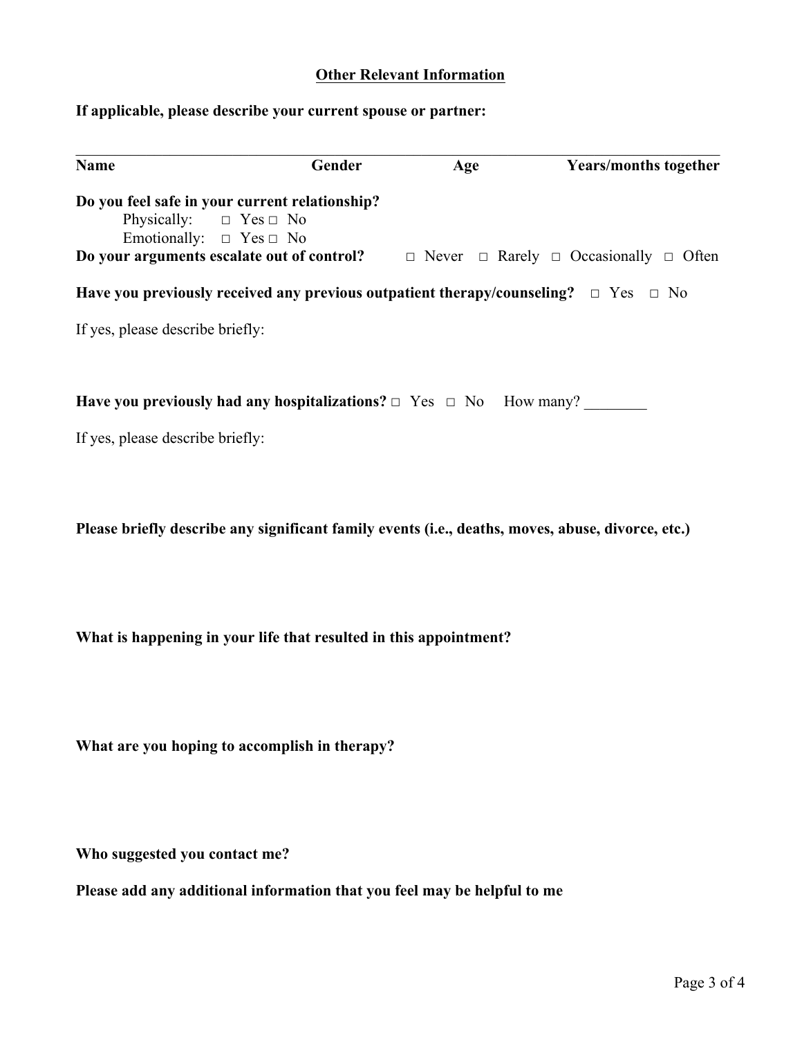## Other Relevant Information

**If applicable, please describe your current spouse or partner:**

| Name | Gender | Age | Years/months together |
|---|---|---|---|
| | | | |

**Do you feel safe in your current relationship?**

Physically: □ Yes □ No

Emotionally: □ Yes □ No

**Do your arguments escalate out of control?** □ Never □ Rarely □ Occasionally □ Often

**Have you previously received any previous outpatient therapy/counseling?** □ Yes □ No

If yes, please describe briefly:

**Have you previously had any hospitalizations?** □ Yes □ No How many? ________

If yes, please describe briefly:

**Please briefly describe any significant family events (i.e., deaths, moves, abuse, divorce, etc.)**

**What is happening in your life that resulted in this appointment?**

**What are you hoping to accomplish in therapy?**

**Who suggested you contact me?**

**Please add any additional information that you feel may be helpful to me**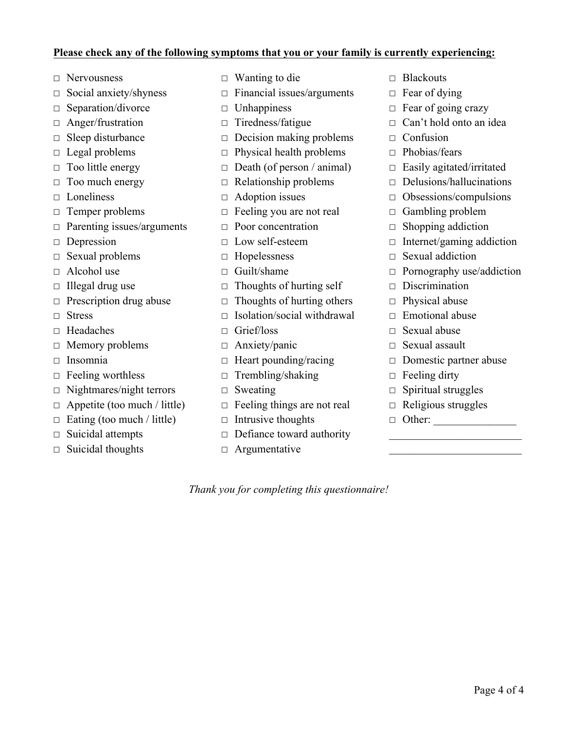**Please check any of the following symptoms that you or your family is currently experiencing:**

- □ Nervousness
- □ Social anxiety/shyness
- □ Separation/divorce
- □ Anger/frustration
- □ Sleep disturbance
- □ Legal problems
- □ Too little energy
- □ Too much energy
- □ Loneliness
- □ Temper problems
- □ Parenting issues/arguments
- □ Depression
- □ Sexual problems
- □ Alcohol use
- □ Illegal drug use
- □ Prescription drug abuse
- □ Stress
- □ Headaches
- □ Memory problems
- □ Insomnia
- □ Feeling worthless
- □ Nightmares/night terrors
- □ Appetite (too much / little)
- □ Eating (too much / little)
- □ Suicidal attempts
- □ Suicidal thoughts
- □ Wanting to die
- □ Financial issues/arguments
- □ Unhappiness
- □ Tiredness/fatigue
- □ Decision making problems
- □ Physical health problems
- □ Death (of person / animal)
- □ Relationship problems
- □ Adoption issues
- □ Feeling you are not real
- □ Poor concentration
- □ Low self-esteem
- □ Hopelessness
- □ Guilt/shame
- □ Thoughts of hurting self
- □ Thoughts of hurting others
- □ Isolation/social withdrawal
- □ Grief/loss
- □ Anxiety/panic
- □ Heart pounding/racing
- □ Trembling/shaking
- □ Sweating
- □ Feeling things are not real
- □ Intrusive thoughts
- □ Defiance toward authority
- □ Argumentative
- □ Blackouts
- □ Fear of dying
- □ Fear of going crazy
- □ Can't hold onto an idea
- □ Confusion
- □ Phobias/fears
- □ Easily agitated/irritated
- □ Delusions/hallucinations
- □ Obsessions/compulsions
- □ Gambling problem
- □ Shopping addiction
- □ Internet/gaming addiction
- □ Sexual addiction
- □ Pornography use/addiction
- □ Discrimination
- □ Physical abuse
- □ Emotional abuse
- □ Sexual abuse
- □ Sexual assault
- □ Domestic partner abuse
- □ Feeling dirty
- □ Spiritual struggles
- □ Religious struggles
- □ Other: _______________

________________________

________________________

*Thank you for completing this questionnaire!*